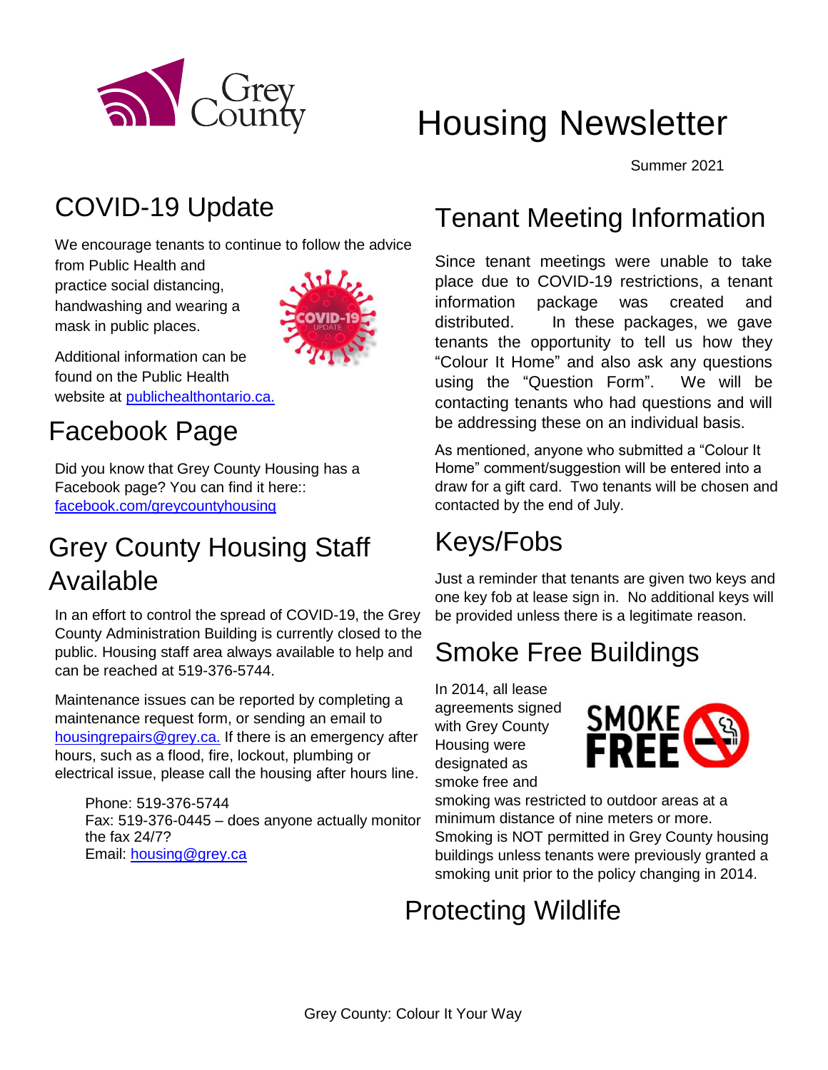Grey County

# Housing Newsletter

Summer 2021

## COVID-19 Update

We encourage tenants to continue to follow the advice from Public Health and practice social distancing, handwashing and wearing a mask in public places.

Additional information can be found on the Public Health website at publichealthontario.ca.

## Facebook Page

Did you know that Grey County Housing has a Facebook page? You can find it here:: facebook.com/greycountyhousing

## Grey County Housing Staff Available

In an effort to control the spread of COVID-19, the Grey County Administration Building is currently closed to the public. Housing staff area always available to help and can be reached at 519-376-5744.

Maintenance issues can be reported by completing a maintenance request form, or sending an email to housingrepairs@grey.ca. If there is an emergency after hours, such as a flood, fire, lockout, plumbing or electrical issue, please call the housing after hours line.

Phone: 519-376-5744
Fax: 519-376-0445 – does anyone actually monitor the fax 24/7?
Email: housing@grey.ca

## Tenant Meeting Information

Since tenant meetings were unable to take place due to COVID-19 restrictions, a tenant information package was created and distributed. In these packages, we gave tenants the opportunity to tell us how they "Colour It Home" and also ask any questions using the "Question Form". We will be contacting tenants who had questions and will be addressing these on an individual basis.

As mentioned, anyone who submitted a "Colour It Home" comment/suggestion will be entered into a draw for a gift card. Two tenants will be chosen and contacted by the end of July.

## Keys/Fobs

Just a reminder that tenants are given two keys and one key fob at lease sign in. No additional keys will be provided unless there is a legitimate reason.

## Smoke Free Buildings

In 2014, all lease agreements signed with Grey County Housing were designated as smoke free and smoking was restricted to outdoor areas at a minimum distance of nine meters or more. Smoking is NOT permitted in Grey County housing buildings unless tenants were previously granted a smoking unit prior to the policy changing in 2014.

## Protecting Wildlife

Grey County: Colour It Your Way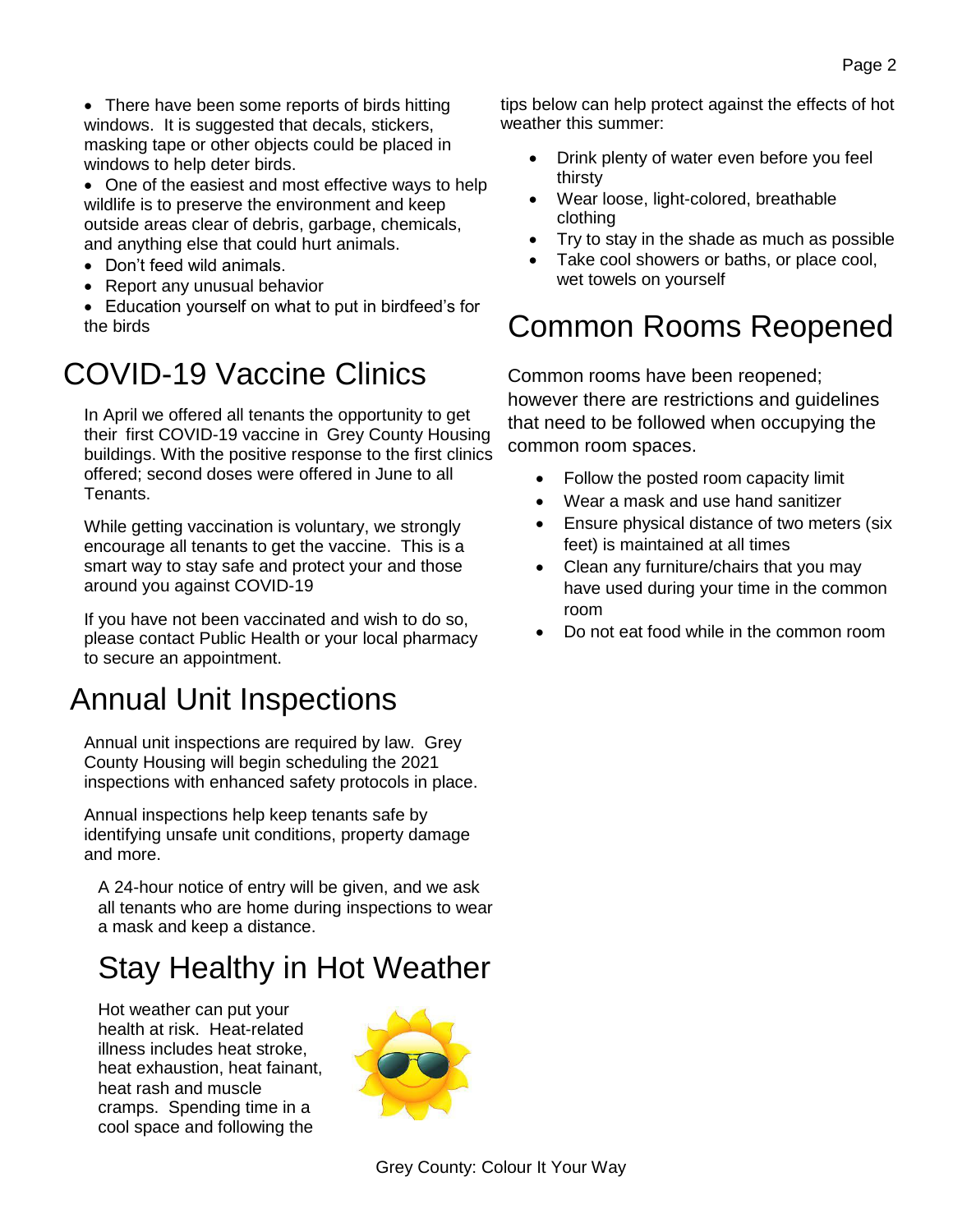- There have been some reports of birds hitting windows. It is suggested that decals, stickers, masking tape or other objects could be placed in windows to help deter birds.
- One of the easiest and most effective ways to help wildlife is to preserve the environment and keep outside areas clear of debris, garbage, chemicals, and anything else that could hurt animals.
- Don't feed wild animals.
- Report any unusual behavior
- Education yourself on what to put in birdfeed's for the birds

# COVID-19 Vaccine Clinics

In April we offered all tenants the opportunity to get their first COVID-19 vaccine in Grey County Housing buildings. With the positive response to the first clinics offered; second doses were offered in June to all Tenants.

While getting vaccination is voluntary, we strongly encourage all tenants to get the vaccine. This is a smart way to stay safe and protect your and those around you against COVID-19

If you have not been vaccinated and wish to do so, please contact Public Health or your local pharmacy to secure an appointment.

# Annual Unit Inspections

Annual unit inspections are required by law. Grey County Housing will begin scheduling the 2021 inspections with enhanced safety protocols in place.

Annual inspections help keep tenants safe by identifying unsafe unit conditions, property damage and more.

A 24-hour notice of entry will be given, and we ask all tenants who are home during inspections to wear a mask and keep a distance.

# Stay Healthy in Hot Weather

Hot weather can put your health at risk. Heat-related illness includes heat stroke, heat exhaustion, heat fainant, heat rash and muscle cramps. Spending time in a cool space and following the tips below can help protect against the effects of hot weather this summer:

- Drink plenty of water even before you feel thirsty
- Wear loose, light-colored, breathable clothing
- Try to stay in the shade as much as possible
- Take cool showers or baths, or place cool, wet towels on yourself

# Common Rooms Reopened

Common rooms have been reopened; however there are restrictions and guidelines that need to be followed when occupying the common room spaces.

- Follow the posted room capacity limit
- Wear a mask and use hand sanitizer
- Ensure physical distance of two meters (six feet) is maintained at all times
- Clean any furniture/chairs that you may have used during your time in the common room
- Do not eat food while in the common room

Grey County: Colour It Your Way